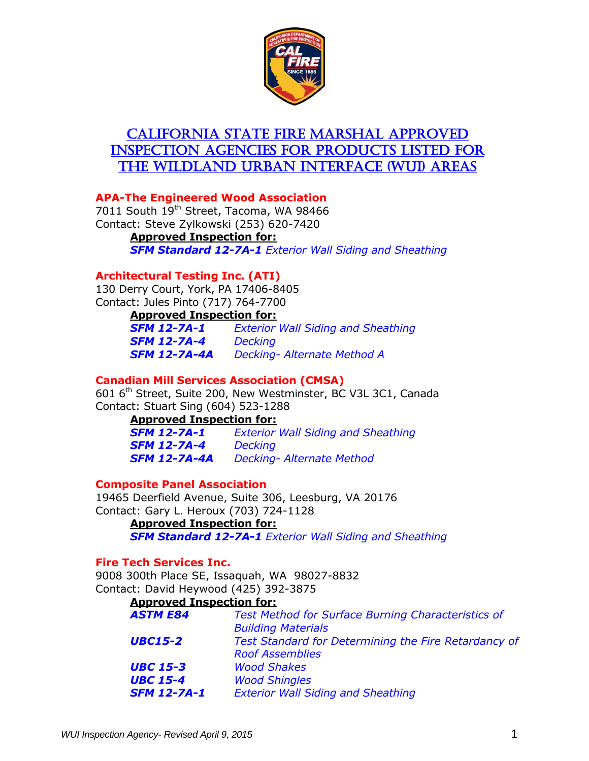# CALIFORNIA STATE FIRE MARSHAL APPROVED INSPECTION AGENCIES FOR PRODUCTS LISTED FOR THE WILDLAND URBAN INTERFACE (WUI) AREAS

## APA-The Engineered Wood Association

7011 South 19th Street, Tacoma, WA 98466
Contact: Steve Zylkowski (253) 620-7420

**Approved Inspection for:**

***SFM Standard 12-7A-1*** *Exterior Wall Siding and Sheathing*

## Architectural Testing Inc. (ATI)

130 Derry Court, York, PA 17406-8405
Contact: Jules Pinto (717) 764-7700

**Approved Inspection for:**

| | |
|---|---|
| ***SFM 12-7A-1*** | *Exterior Wall Siding and Sheathing* |
| ***SFM 12-7A-4*** | *Decking* |
| ***SFM 12-7A-4A*** | *Decking- Alternate Method A* |

## Canadian Mill Services Association (CMSA)

601 6th Street, Suite 200, New Westminster, BC V3L 3C1, Canada
Contact: Stuart Sing (604) 523-1288

**Approved Inspection for:**

| | |
|---|---|
| ***SFM 12-7A-1*** | *Exterior Wall Siding and Sheathing* |
| ***SFM 12-7A-4*** | *Decking* |
| ***SFM 12-7A-4A*** | *Decking- Alternate Method* |

## Composite Panel Association

19465 Deerfield Avenue, Suite 306, Leesburg, VA 20176
Contact: Gary L. Heroux (703) 724-1128

**Approved Inspection for:**

***SFM Standard 12-7A-1*** *Exterior Wall Siding and Sheathing*

## Fire Tech Services Inc.

9008 300th Place SE, Issaquah, WA 98027-8832
Contact: David Heywood (425) 392-3875

**Approved Inspection for:**

| | |
|---|---|
| ***ASTM E84*** | *Test Method for Surface Burning Characteristics of Building Materials* |
| ***UBC15-2*** | *Test Standard for Determining the Fire Retardancy of Roof Assemblies* |
| ***UBC 15-3*** | *Wood Shakes* |
| ***UBC 15-4*** | *Wood Shingles* |
| ***SFM 12-7A-1*** | *Exterior Wall Siding and Sheathing* |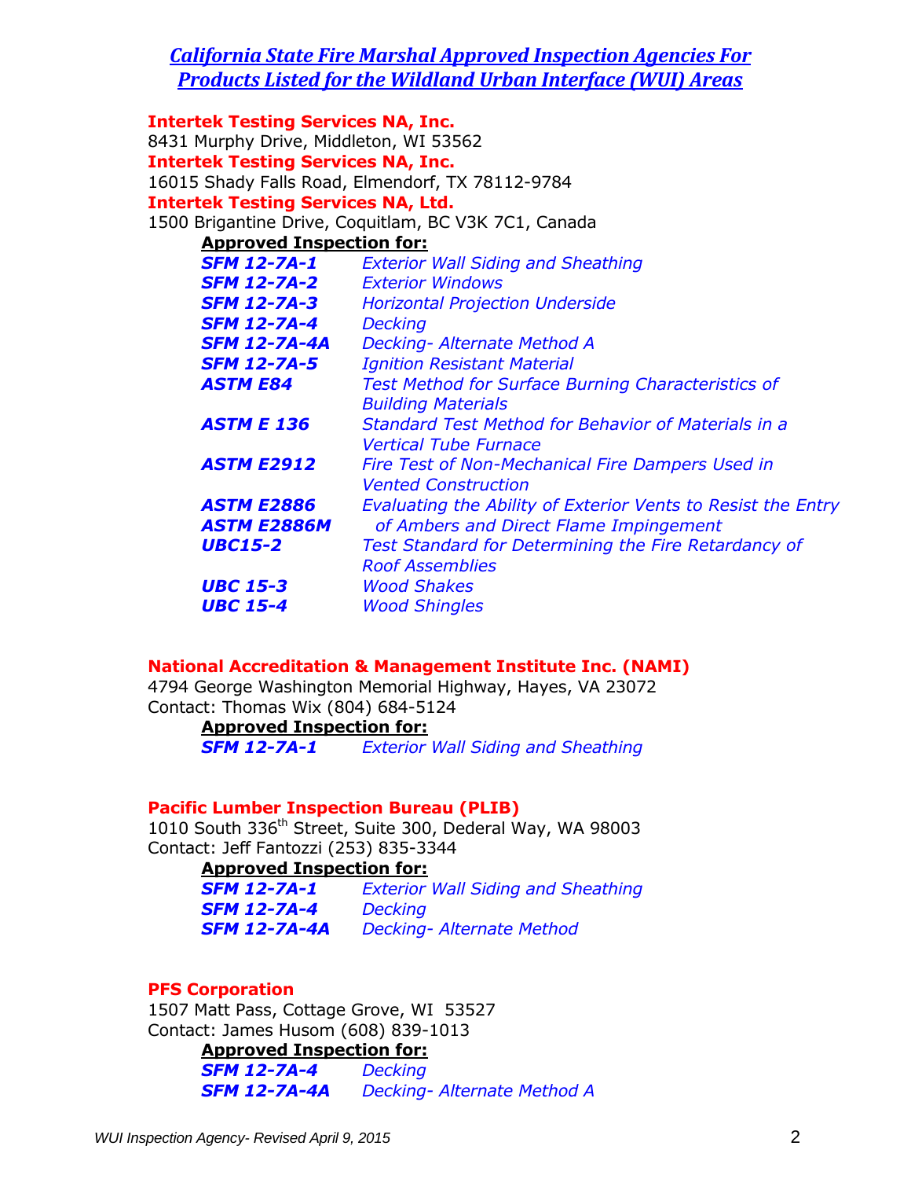# *California State Fire Marshal Approved Inspection Agencies For Products Listed for the Wildland Urban Interface (WUI) Areas*

**Intertek Testing Services NA, Inc.**
8431 Murphy Drive, Middleton, WI 53562
**Intertek Testing Services NA, Inc.**
16015 Shady Falls Road, Elmendorf, TX 78112-9784
**Intertek Testing Services NA, Ltd.**
1500 Brigantine Drive, Coquitlam, BC V3K 7C1, Canada

**Approved Inspection for:**

| | |
|---|---|
| ***SFM 12-7A-1*** | *Exterior Wall Siding and Sheathing* |
| ***SFM 12-7A-2*** | *Exterior Windows* |
| ***SFM 12-7A-3*** | *Horizontal Projection Underside* |
| ***SFM 12-7A-4*** | *Decking* |
| ***SFM 12-7A-4A*** | *Decking- Alternate Method A* |
| ***SFM 12-7A-5*** | *Ignition Resistant Material* |
| ***ASTM E84*** | *Test Method for Surface Burning Characteristics of Building Materials* |
| ***ASTM E 136*** | *Standard Test Method for Behavior of Materials in a Vertical Tube Furnace* |
| ***ASTM E2912*** | *Fire Test of Non-Mechanical Fire Dampers Used in Vented Construction* |
| ***ASTM E2886*** ***ASTM E2886M*** | *Evaluating the Ability of Exterior Vents to Resist the Entry of Ambers and Direct Flame Impingement* |
| ***UBC15-2*** | *Test Standard for Determining the Fire Retardancy of Roof Assemblies* |
| ***UBC 15-3*** | *Wood Shakes* |
| ***UBC 15-4*** | *Wood Shingles* |

**National Accreditation & Management Institute Inc. (NAMI)**
4794 George Washington Memorial Highway, Hayes, VA 23072
Contact: Thomas Wix (804) 684-5124

**Approved Inspection for:**

| | |
|---|---|
| ***SFM 12-7A-1*** | *Exterior Wall Siding and Sheathing* |

**Pacific Lumber Inspection Bureau (PLIB)**
1010 South 336th Street, Suite 300, Dederal Way, WA 98003
Contact: Jeff Fantozzi (253) 835-3344

**Approved Inspection for:**

| | |
|---|---|
| ***SFM 12-7A-1*** | *Exterior Wall Siding and Sheathing* |
| ***SFM 12-7A-4*** | *Decking* |
| ***SFM 12-7A-4A*** | *Decking- Alternate Method* |

**PFS Corporation**
1507 Matt Pass, Cottage Grove, WI 53527
Contact: James Husom (608) 839-1013

**Approved Inspection for:**

| | |
|---|---|
| ***SFM 12-7A-4*** | *Decking* |
| ***SFM 12-7A-4A*** | *Decking- Alternate Method A* |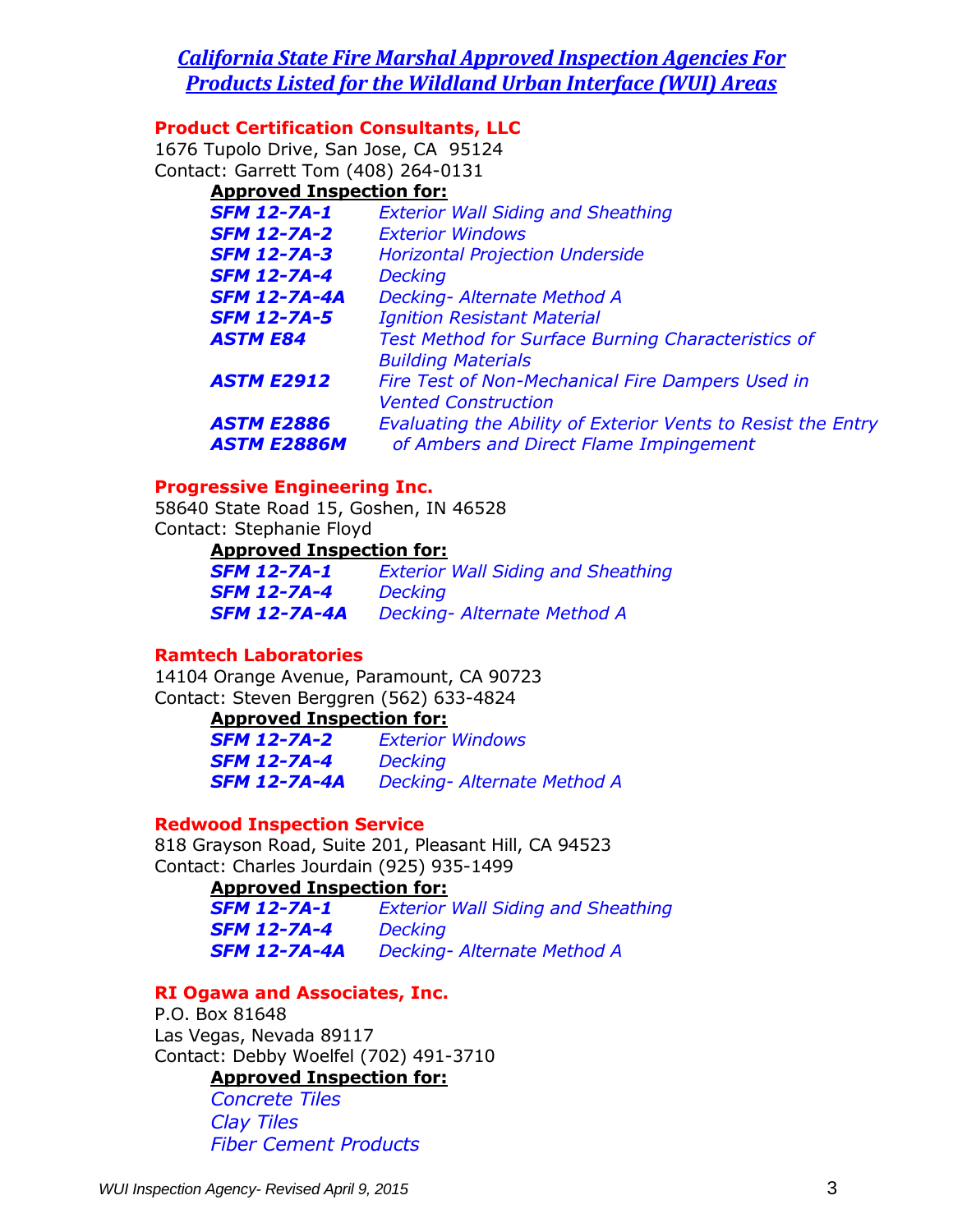## *California State Fire Marshal Approved Inspection Agencies For Products Listed for the Wildland Urban Interface (WUI) Areas*

### Product Certification Consultants, LLC

1676 Tupolo Drive, San Jose, CA 95124
Contact: Garrett Tom (408) 264-0131

**Approved Inspection for:**

| | |
|---|---|
| ***SFM 12-7A-1*** | *Exterior Wall Siding and Sheathing* |
| ***SFM 12-7A-2*** | *Exterior Windows* |
| ***SFM 12-7A-3*** | *Horizontal Projection Underside* |
| ***SFM 12-7A-4*** | *Decking* |
| ***SFM 12-7A-4A*** | *Decking- Alternate Method A* |
| ***SFM 12-7A-5*** | *Ignition Resistant Material* |
| ***ASTM E84*** | *Test Method for Surface Burning Characteristics of Building Materials* |
| ***ASTM E2912*** | *Fire Test of Non-Mechanical Fire Dampers Used in Vented Construction* |
| ***ASTM E2886*** ***ASTM E2886M*** | *Evaluating the Ability of Exterior Vents to Resist the Entry of Ambers and Direct Flame Impingement* |

### Progressive Engineering Inc.

58640 State Road 15, Goshen, IN 46528
Contact: Stephanie Floyd

**Approved Inspection for:**

| | |
|---|---|
| ***SFM 12-7A-1*** | *Exterior Wall Siding and Sheathing* |
| ***SFM 12-7A-4*** | *Decking* |
| ***SFM 12-7A-4A*** | *Decking- Alternate Method A* |

### Ramtech Laboratories

14104 Orange Avenue, Paramount, CA 90723
Contact: Steven Berggren (562) 633-4824

**Approved Inspection for:**

| | |
|---|---|
| ***SFM 12-7A-2*** | *Exterior Windows* |
| ***SFM 12-7A-4*** | *Decking* |
| ***SFM 12-7A-4A*** | *Decking- Alternate Method A* |

### Redwood Inspection Service

818 Grayson Road, Suite 201, Pleasant Hill, CA 94523
Contact: Charles Jourdain (925) 935-1499

**Approved Inspection for:**

| | |
|---|---|
| ***SFM 12-7A-1*** | *Exterior Wall Siding and Sheathing* |
| ***SFM 12-7A-4*** | *Decking* |
| ***SFM 12-7A-4A*** | *Decking- Alternate Method A* |

### RI Ogawa and Associates, Inc.

P.O. Box 81648
Las Vegas, Nevada 89117
Contact: Debby Woelfel (702) 491-3710

**Approved Inspection for:**

*Concrete Tiles*
*Clay Tiles*
*Fiber Cement Products*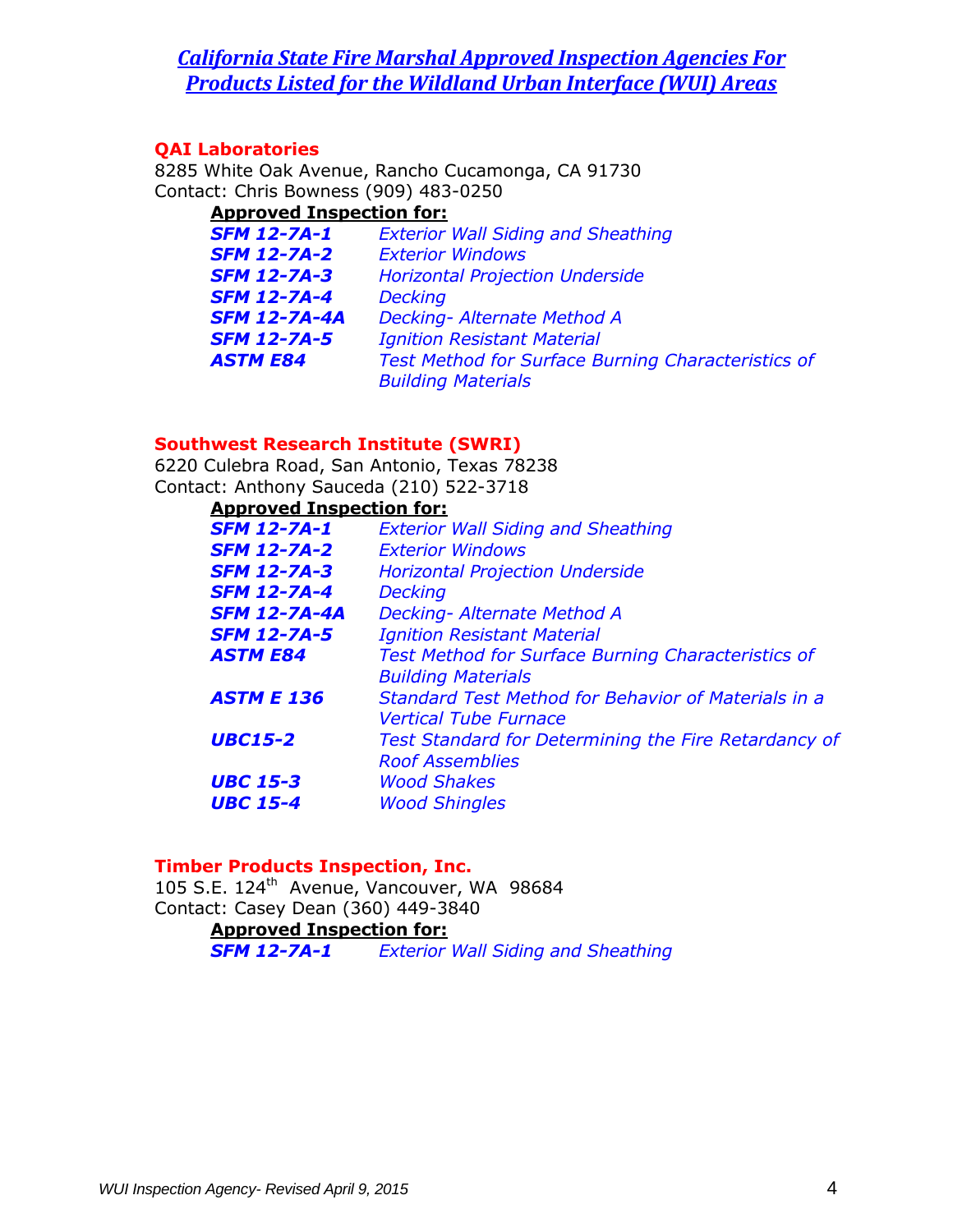# *California State Fire Marshal Approved Inspection Agencies For Products Listed for the Wildland Urban Interface (WUI) Areas*

## QAI Laboratories

8285 White Oak Avenue, Rancho Cucamonga, CA 91730
Contact: Chris Bowness (909) 483-0250

**Approved Inspection for:**

| | |
|---|---|
| ***SFM 12-7A-1*** | *Exterior Wall Siding and Sheathing* |
| ***SFM 12-7A-2*** | *Exterior Windows* |
| ***SFM 12-7A-3*** | *Horizontal Projection Underside* |
| ***SFM 12-7A-4*** | *Decking* |
| ***SFM 12-7A-4A*** | *Decking- Alternate Method A* |
| ***SFM 12-7A-5*** | *Ignition Resistant Material* |
| ***ASTM E84*** | *Test Method for Surface Burning Characteristics of Building Materials* |

## Southwest Research Institute (SWRI)

6220 Culebra Road, San Antonio, Texas 78238
Contact: Anthony Sauceda (210) 522-3718

**Approved Inspection for:**

| | |
|---|---|
| ***SFM 12-7A-1*** | *Exterior Wall Siding and Sheathing* |
| ***SFM 12-7A-2*** | *Exterior Windows* |
| ***SFM 12-7A-3*** | *Horizontal Projection Underside* |
| ***SFM 12-7A-4*** | *Decking* |
| ***SFM 12-7A-4A*** | *Decking- Alternate Method A* |
| ***SFM 12-7A-5*** | *Ignition Resistant Material* |
| ***ASTM E84*** | *Test Method for Surface Burning Characteristics of Building Materials* |
| ***ASTM E 136*** | *Standard Test Method for Behavior of Materials in a Vertical Tube Furnace* |
| ***UBC15-2*** | *Test Standard for Determining the Fire Retardancy of Roof Assemblies* |
| ***UBC 15-3*** | *Wood Shakes* |
| ***UBC 15-4*** | *Wood Shingles* |

## Timber Products Inspection, Inc.

105 S.E. 124th Avenue, Vancouver, WA 98684
Contact: Casey Dean (360) 449-3840

**Approved Inspection for:**

| | |
|---|---|
| ***SFM 12-7A-1*** | *Exterior Wall Siding and Sheathing* |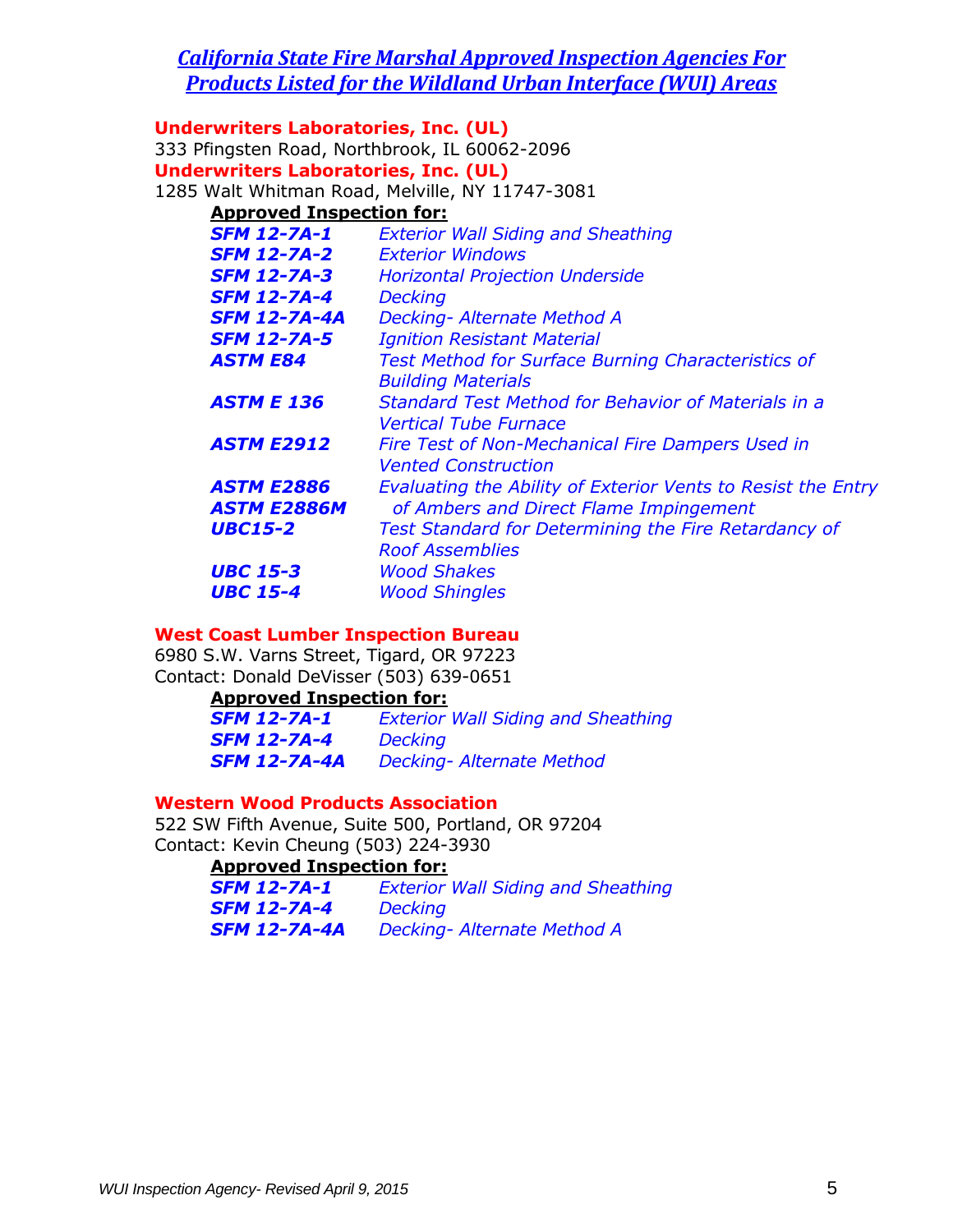# *California State Fire Marshal Approved Inspection Agencies For Products Listed for the Wildland Urban Interface (WUI) Areas*

**Underwriters Laboratories, Inc. (UL)**
333 Pfingsten Road, Northbrook, IL 60062-2096
**Underwriters Laboratories, Inc. (UL)**
1285 Walt Whitman Road, Melville, NY 11747-3081

**Approved Inspection for:**

| | |
|---|---|
| ***SFM 12-7A-1*** | *Exterior Wall Siding and Sheathing* |
| ***SFM 12-7A-2*** | *Exterior Windows* |
| ***SFM 12-7A-3*** | *Horizontal Projection Underside* |
| ***SFM 12-7A-4*** | *Decking* |
| ***SFM 12-7A-4A*** | *Decking- Alternate Method A* |
| ***SFM 12-7A-5*** | *Ignition Resistant Material* |
| ***ASTM E84*** | *Test Method for Surface Burning Characteristics of Building Materials* |
| ***ASTM E 136*** | *Standard Test Method for Behavior of Materials in a Vertical Tube Furnace* |
| ***ASTM E2912*** | *Fire Test of Non-Mechanical Fire Dampers Used in Vented Construction* |
| ***ASTM E2886*** ***ASTM E2886M*** | *Evaluating the Ability of Exterior Vents to Resist the Entry of Ambers and Direct Flame Impingement* |
| ***UBC15-2*** | *Test Standard for Determining the Fire Retardancy of Roof Assemblies* |
| ***UBC 15-3*** | *Wood Shakes* |
| ***UBC 15-4*** | *Wood Shingles* |

**West Coast Lumber Inspection Bureau**
6980 S.W. Varns Street, Tigard, OR 97223
Contact: Donald DeVisser (503) 639-0651

**Approved Inspection for:**

| | |
|---|---|
| ***SFM 12-7A-1*** | *Exterior Wall Siding and Sheathing* |
| ***SFM 12-7A-4*** | *Decking* |
| ***SFM 12-7A-4A*** | *Decking- Alternate Method* |

**Western Wood Products Association**
522 SW Fifth Avenue, Suite 500, Portland, OR 97204
Contact: Kevin Cheung (503) 224-3930

**Approved Inspection for:**

| | |
|---|---|
| ***SFM 12-7A-1*** | *Exterior Wall Siding and Sheathing* |
| ***SFM 12-7A-4*** | *Decking* |
| ***SFM 12-7A-4A*** | *Decking- Alternate Method A* |